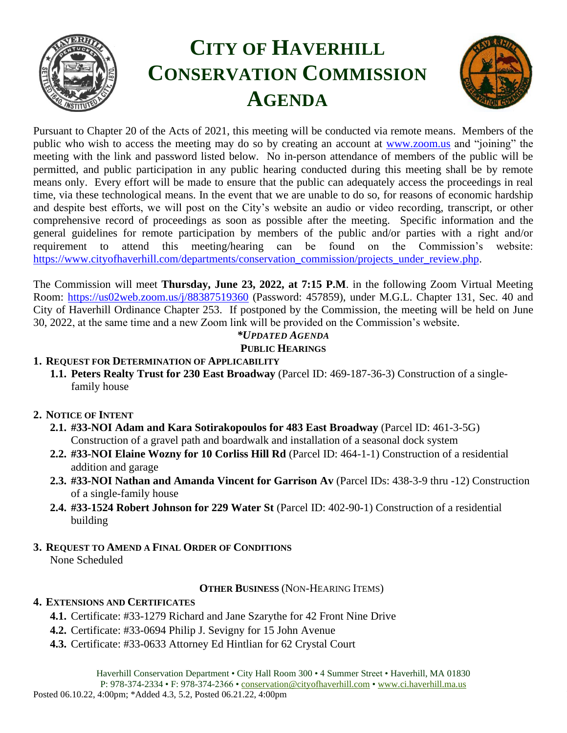# CITY OF HAVERHILL CONSERVATION COMMISSION AGENDA

Pursuant to Chapter 20 of the Acts of 2021, this meeting will be conducted via remote means. Members of the public who wish to access the meeting may do so by creating an account at www.zoom.us and "joining" the meeting with the link and password listed below. No in-person attendance of members of the public will be permitted, and public participation in any public hearing conducted during this meeting shall be by remote means only. Every effort will be made to ensure that the public can adequately access the proceedings in real time, via these technological means. In the event that we are unable to do so, for reasons of economic hardship and despite best efforts, we will post on the City's website an audio or video recording, transcript, or other comprehensive record of proceedings as soon as possible after the meeting. Specific information and the general guidelines for remote participation by members of the public and/or parties with a right and/or requirement to attend this meeting/hearing can be found on the Commission's website: https://www.cityofhaverhill.com/departments/conservation_commission/projects_under_review.php.

The Commission will meet **Thursday, June 23, 2022, at 7:15 P.M**. in the following Zoom Virtual Meeting Room: https://us02web.zoom.us/j/88387519360 (Password: 457859), under M.G.L. Chapter 131, Sec. 40 and City of Haverhill Ordinance Chapter 253. If postponed by the Commission, the meeting will be held on June 30, 2022, at the same time and a new Zoom link will be provided on the Commission's website.

***UPDATED AGENDA***

## PUBLIC HEARINGS

1. **REQUEST FOR DETERMINATION OF APPLICABILITY**
   - **1.1. Peters Realty Trust for 230 East Broadway** (Parcel ID: 469-187-36-3) Construction of a single-family house

2. **NOTICE OF INTENT**
   - **2.1. #33-NOI Adam and Kara Sotirakopoulos for 483 East Broadway** (Parcel ID: 461-3-5G) Construction of a gravel path and boardwalk and installation of a seasonal dock system
   - **2.2. #33-NOI Elaine Wozny for 10 Corliss Hill Rd** (Parcel ID: 464-1-1) Construction of a residential addition and garage
   - **2.3. #33-NOI Nathan and Amanda Vincent for Garrison Av** (Parcel IDs: 438-3-9 thru -12) Construction of a single-family house
   - **2.4. #33-1524 Robert Johnson for 229 Water St** (Parcel ID: 402-90-1) Construction of a residential building

3. **REQUEST TO AMEND A FINAL ORDER OF CONDITIONS**
   None Scheduled

## OTHER BUSINESS (NON-HEARING ITEMS)

4. **EXTENSIONS AND CERTIFICATES**
   - **4.1.** Certificate: #33-1279 Richard and Jane Szarythe for 42 Front Nine Drive
   - **4.2.** Certificate: #33-0694 Philip J. Sevigny for 15 John Avenue
   - **4.3.** Certificate: #33-0633 Attorney Ed Hintlian for 62 Crystal Court

Haverhill Conservation Department • City Hall Room 300 • 4 Summer Street • Haverhill, MA 01830
P: 978-374-2334 • F: 978-374-2366 • conservation@cityofhaverhill.com • www.ci.haverhill.ma.us
Posted 06.10.22, 4:00pm; *Added 4.3, 5.2, Posted 06.21.22, 4:00pm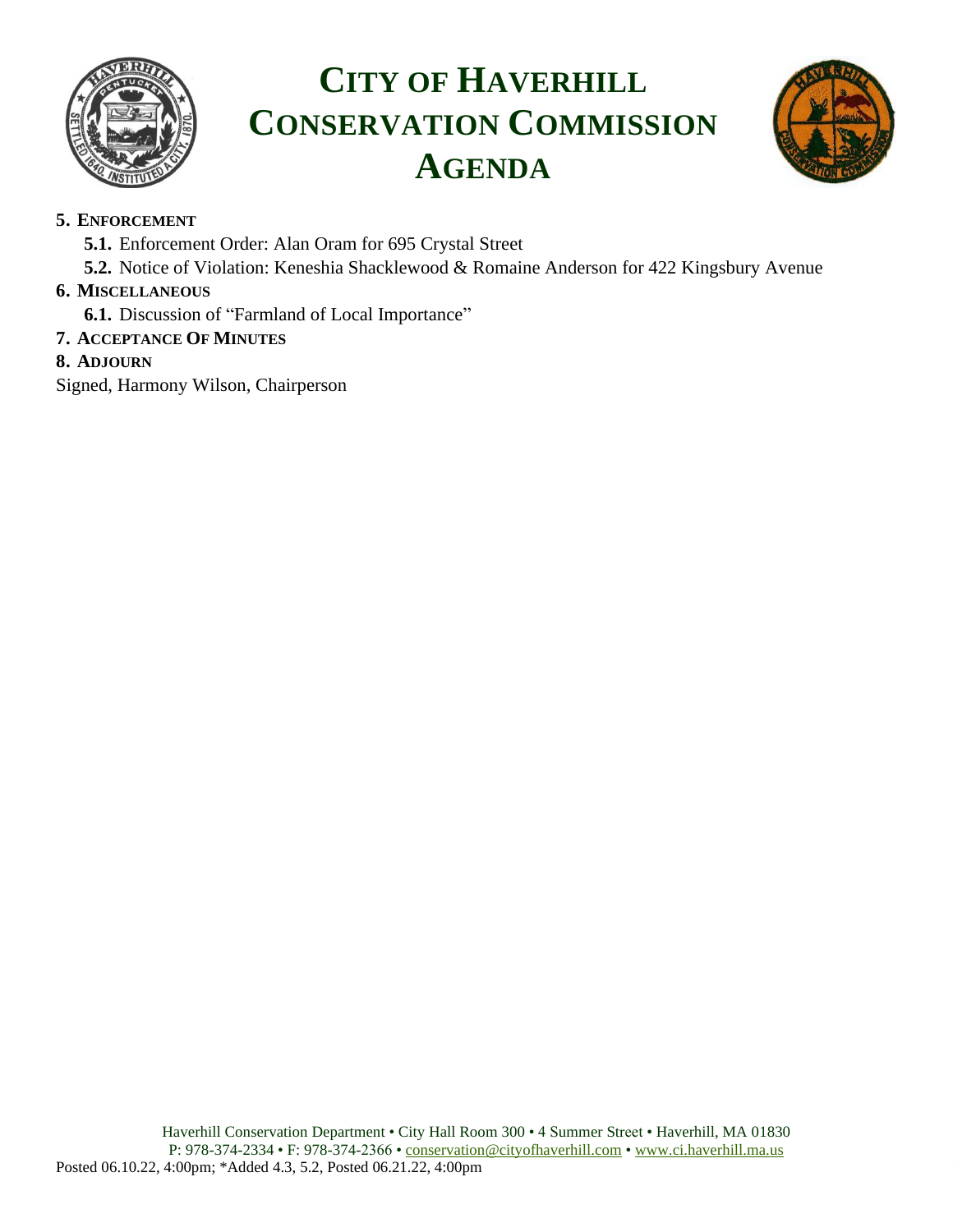# CITY OF HAVERHILL CONSERVATION COMMISSION AGENDA

**5. ENFORCEMENT**

**5.1.** Enforcement Order: Alan Oram for 695 Crystal Street

**5.2.** Notice of Violation: Keneshia Shacklewood & Romaine Anderson for 422 Kingsbury Avenue

**6. MISCELLANEOUS**

**6.1.** Discussion of "Farmland of Local Importance"

**7. ACCEPTANCE OF MINUTES**

**8. ADJOURN**

Signed, Harmony Wilson, Chairperson

Haverhill Conservation Department • City Hall Room 300 • 4 Summer Street • Haverhill, MA 01830
P: 978-374-2334 • F: 978-374-2366 • conservation@cityofhaverhill.com • www.ci.haverhill.ma.us

Posted 06.10.22, 4:00pm; *Added 4.3, 5.2, Posted 06.21.22, 4:00pm